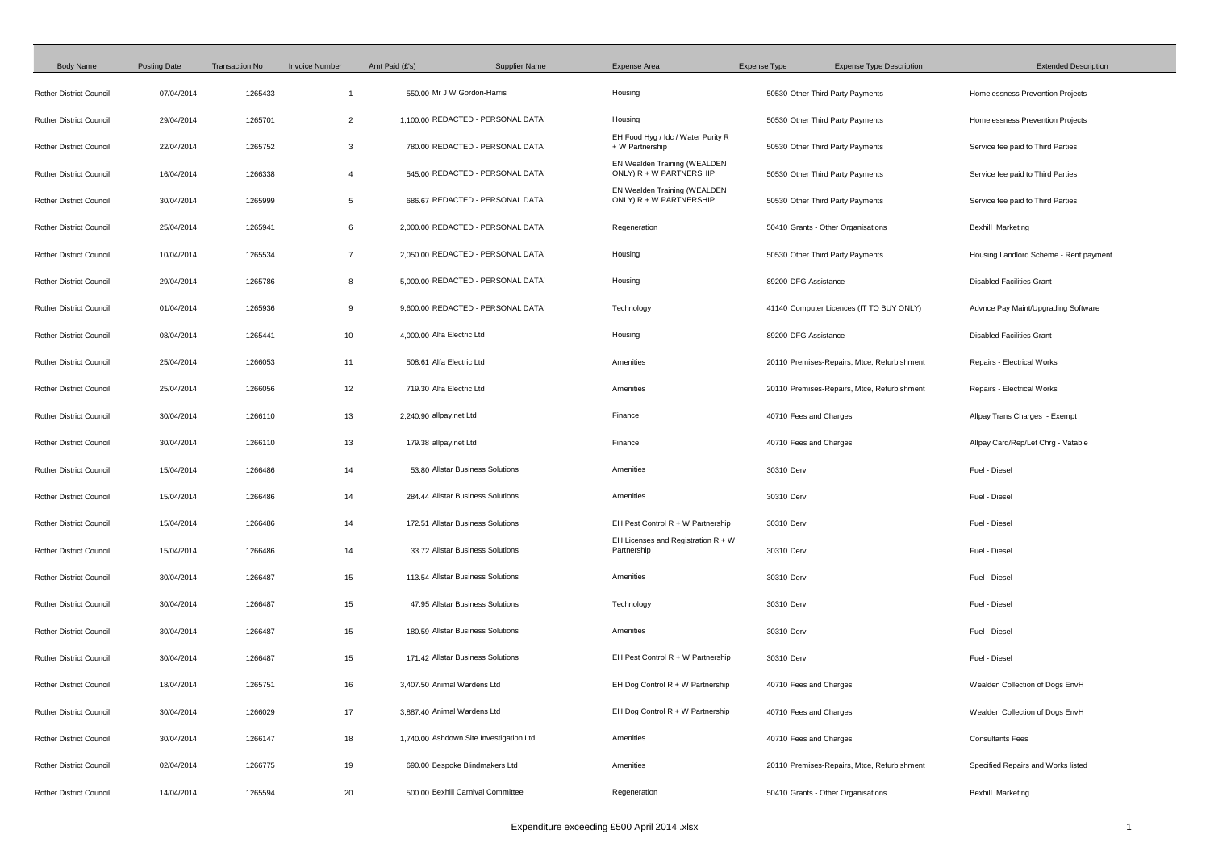| Body Name | Posting Date | Transaction No | Invoice Number | Amt Paid (£'s) | Supplier Name | Expense Area | Expense Type | Expense Type Description | Extended Description |
|---|---|---|---|---|---|---|---|---|---|
| Rother District Council | 07/04/2014 | 1265433 | 1 | 550.00 | Mr J W Gordon-Harris | Housing | 50530 | Other Third Party Payments | Homelessness Prevention Projects |
| Rother District Council | 29/04/2014 | 1265701 | 2 | 1,100.00 | REDACTED - PERSONAL DATA' | Housing | 50530 | Other Third Party Payments | Homelessness Prevention Projects |
| Rother District Council | 22/04/2014 | 1265752 | 3 | 780.00 | REDACTED - PERSONAL DATA' | EH Food Hyg / Idc / Water Purity R + W Partnership | 50530 | Other Third Party Payments | Service fee paid to Third Parties |
| Rother District Council | 16/04/2014 | 1266338 | 4 | 545.00 | REDACTED - PERSONAL DATA' | EN Wealden Training (WEALDEN ONLY) R + W PARTNERSHIP | 50530 | Other Third Party Payments | Service fee paid to Third Parties |
| Rother District Council | 30/04/2014 | 1265999 | 5 | 686.67 | REDACTED - PERSONAL DATA' | EN Wealden Training (WEALDEN ONLY) R + W PARTNERSHIP | 50530 | Other Third Party Payments | Service fee paid to Third Parties |
| Rother District Council | 25/04/2014 | 1265941 | 6 | 2,000.00 | REDACTED - PERSONAL DATA' | Regeneration | 50410 | Grants - Other Organisations | Bexhill Marketing |
| Rother District Council | 10/04/2014 | 1265534 | 7 | 2,050.00 | REDACTED - PERSONAL DATA' | Housing | 50530 | Other Third Party Payments | Housing Landlord Scheme - Rent payment |
| Rother District Council | 29/04/2014 | 1265786 | 8 | 5,000.00 | REDACTED - PERSONAL DATA' | Housing | 89200 | DFG Assistance | Disabled Facilities Grant |
| Rother District Council | 01/04/2014 | 1265936 | 9 | 9,600.00 | REDACTED - PERSONAL DATA' | Technology | 41140 | Computer Licences (IT TO BUY ONLY) | Advnce Pay Maint/Upgrading Software |
| Rother District Council | 08/04/2014 | 1265441 | 10 | 4,000.00 | Alfa Electric Ltd | Housing | 89200 | DFG Assistance | Disabled Facilities Grant |
| Rother District Council | 25/04/2014 | 1266053 | 11 | 508.61 | Alfa Electric Ltd | Amenities | 20110 | Premises-Repairs, Mtce, Refurbishment | Repairs - Electrical Works |
| Rother District Council | 25/04/2014 | 1266056 | 12 | 719.30 | Alfa Electric Ltd | Amenities | 20110 | Premises-Repairs, Mtce, Refurbishment | Repairs - Electrical Works |
| Rother District Council | 30/04/2014 | 1266110 | 13 | 2,240.90 | allpay.net Ltd | Finance | 40710 | Fees and Charges | Allpay Trans Charges - Exempt |
| Rother District Council | 30/04/2014 | 1266110 | 13 | 179.38 | allpay.net Ltd | Finance | 40710 | Fees and Charges | Allpay Card/Rep/Let Chrg - Vatable |
| Rother District Council | 15/04/2014 | 1266486 | 14 | 53.80 | Allstar Business Solutions | Amenities | 30310 | Derv | Fuel - Diesel |
| Rother District Council | 15/04/2014 | 1266486 | 14 | 284.44 | Allstar Business Solutions | Amenities | 30310 | Derv | Fuel - Diesel |
| Rother District Council | 15/04/2014 | 1266486 | 14 | 172.51 | Allstar Business Solutions | EH Pest Control R + W Partnership | 30310 | Derv | Fuel - Diesel |
| Rother District Council | 15/04/2014 | 1266486 | 14 | 33.72 | Allstar Business Solutions | EH Licenses and Registration R + W Partnership | 30310 | Derv | Fuel - Diesel |
| Rother District Council | 30/04/2014 | 1266487 | 15 | 113.54 | Allstar Business Solutions | Amenities | 30310 | Derv | Fuel - Diesel |
| Rother District Council | 30/04/2014 | 1266487 | 15 | 47.95 | Allstar Business Solutions | Technology | 30310 | Derv | Fuel - Diesel |
| Rother District Council | 30/04/2014 | 1266487 | 15 | 180.59 | Allstar Business Solutions | Amenities | 30310 | Derv | Fuel - Diesel |
| Rother District Council | 30/04/2014 | 1266487 | 15 | 171.42 | Allstar Business Solutions | EH Pest Control R + W Partnership | 30310 | Derv | Fuel - Diesel |
| Rother District Council | 18/04/2014 | 1265751 | 16 | 3,407.50 | Animal Wardens Ltd | EH Dog Control R + W Partnership | 40710 | Fees and Charges | Wealden Collection of Dogs EnvH |
| Rother District Council | 30/04/2014 | 1266029 | 17 | 3,887.40 | Animal Wardens Ltd | EH Dog Control R + W Partnership | 40710 | Fees and Charges | Wealden Collection of Dogs EnvH |
| Rother District Council | 30/04/2014 | 1266147 | 18 | 1,740.00 | Ashdown Site Investigation Ltd | Amenities | 40710 | Fees and Charges | Consultants Fees |
| Rother District Council | 02/04/2014 | 1266775 | 19 | 690.00 | Bespoke Blindmakers Ltd | Amenities | 20110 | Premises-Repairs, Mtce, Refurbishment | Specified Repairs and Works listed |
| Rother District Council | 14/04/2014 | 1265594 | 20 | 500.00 | Bexhill Carnival Committee | Regeneration | 50410 | Grants - Other Organisations | Bexhill Marketing |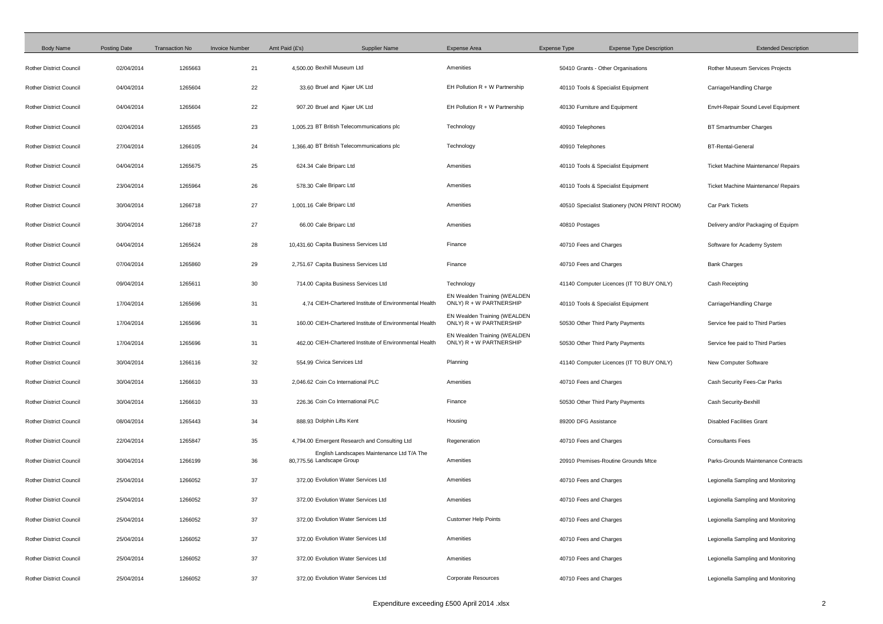| Body Name | Posting Date | Transaction No | Invoice Number | Amt Paid (£'s) | Supplier Name | Expense Area | Expense Type | Expense Type Description | Extended Description |
|---|---|---|---|---|---|---|---|---|---|
| Rother District Council | 02/04/2014 | 1265663 | 21 | 4,500.00 | Bexhill Museum Ltd | Amenities | 50410 | Grants - Other Organisations | Rother Museum Services Projects |
| Rother District Council | 04/04/2014 | 1265604 | 22 | 33.60 | Bruel and Kjaer UK Ltd | EH Pollution R + W Partnership | 40110 | Tools & Specialist Equipment | Carriage/Handling Charge |
| Rother District Council | 04/04/2014 | 1265604 | 22 | 907.20 | Bruel and Kjaer UK Ltd | EH Pollution R + W Partnership | 40130 | Furniture and Equipment | EnvH-Repair Sound Level Equipment |
| Rother District Council | 02/04/2014 | 1265565 | 23 | 1,005.23 | BT British Telecommunications plc | Technology | 40910 | Telephones | BT Smartnumber Charges |
| Rother District Council | 27/04/2014 | 1266105 | 24 | 1,366.40 | BT British Telecommunications plc | Technology | 40910 | Telephones | BT-Rental-General |
| Rother District Council | 04/04/2014 | 1265675 | 25 | 624.34 | Cale Briparc Ltd | Amenities | 40110 | Tools & Specialist Equipment | Ticket Machine Maintenance/ Repairs |
| Rother District Council | 23/04/2014 | 1265964 | 26 | 578.30 | Cale Briparc Ltd | Amenities | 40110 | Tools & Specialist Equipment | Ticket Machine Maintenance/ Repairs |
| Rother District Council | 30/04/2014 | 1266718 | 27 | 1,001.16 | Cale Briparc Ltd | Amenities | 40510 | Specialist Stationery (NON PRINT ROOM) | Car Park Tickets |
| Rother District Council | 30/04/2014 | 1266718 | 27 | 66.00 | Cale Briparc Ltd | Amenities | 40810 | Postages | Delivery and/or Packaging of Equipm |
| Rother District Council | 04/04/2014 | 1265624 | 28 | 10,431.60 | Capita Business Services Ltd | Finance | 40710 | Fees and Charges | Software for Academy System |
| Rother District Council | 07/04/2014 | 1265860 | 29 | 2,751.67 | Capita Business Services Ltd | Finance | 40710 | Fees and Charges | Bank Charges |
| Rother District Council | 09/04/2014 | 1265611 | 30 | 714.00 | Capita Business Services Ltd | Technology | 41140 | Computer Licences (IT TO BUY ONLY) | Cash Receipting |
| Rother District Council | 17/04/2014 | 1265696 | 31 | 4.74 | CIEH-Chartered Institute of Environmental Health | EN Wealden Training (WEALDEN ONLY) R + W PARTNERSHIP | 40110 | Tools & Specialist Equipment | Carriage/Handling Charge |
| Rother District Council | 17/04/2014 | 1265696 | 31 | 160.00 | CIEH-Chartered Institute of Environmental Health | EN Wealden Training (WEALDEN ONLY) R + W PARTNERSHIP | 50530 | Other Third Party Payments | Service fee paid to Third Parties |
| Rother District Council | 17/04/2014 | 1265696 | 31 | 462.00 | CIEH-Chartered Institute of Environmental Health | EN Wealden Training (WEALDEN ONLY) R + W PARTNERSHIP | 50530 | Other Third Party Payments | Service fee paid to Third Parties |
| Rother District Council | 30/04/2014 | 1266116 | 32 | 554.99 | Civica Services Ltd | Planning | 41140 | Computer Licences (IT TO BUY ONLY) | New Computer Software |
| Rother District Council | 30/04/2014 | 1266610 | 33 | 2,046.62 | Coin Co International PLC | Amenities | 40710 | Fees and Charges | Cash Security Fees-Car Parks |
| Rother District Council | 30/04/2014 | 1266610 | 33 | 226.36 | Coin Co International PLC | Finance | 50530 | Other Third Party Payments | Cash Security-Bexhill |
| Rother District Council | 08/04/2014 | 1265443 | 34 | 888.93 | Dolphin Lifts Kent | Housing | 89200 | DFG Assistance | Disabled Facilities Grant |
| Rother District Council | 22/04/2014 | 1265847 | 35 | 4,794.00 | Emergent Research and Consulting Ltd | Regeneration | 40710 | Fees and Charges | Consultants Fees |
| Rother District Council | 30/04/2014 | 1266199 | 36 | 80,775.56 | English Landscapes Maintenance Ltd T/A The Landscape Group | Amenities | 20910 | Premises-Routine Grounds Mtce | Parks-Grounds Maintenance Contracts |
| Rother District Council | 25/04/2014 | 1266052 | 37 | 372.00 | Evolution Water Services Ltd | Amenities | 40710 | Fees and Charges | Legionella Sampling and Monitoring |
| Rother District Council | 25/04/2014 | 1266052 | 37 | 372.00 | Evolution Water Services Ltd | Amenities | 40710 | Fees and Charges | Legionella Sampling and Monitoring |
| Rother District Council | 25/04/2014 | 1266052 | 37 | 372.00 | Evolution Water Services Ltd | Customer Help Points | 40710 | Fees and Charges | Legionella Sampling and Monitoring |
| Rother District Council | 25/04/2014 | 1266052 | 37 | 372.00 | Evolution Water Services Ltd | Amenities | 40710 | Fees and Charges | Legionella Sampling and Monitoring |
| Rother District Council | 25/04/2014 | 1266052 | 37 | 372.00 | Evolution Water Services Ltd | Amenities | 40710 | Fees and Charges | Legionella Sampling and Monitoring |
| Rother District Council | 25/04/2014 | 1266052 | 37 | 372.00 | Evolution Water Services Ltd | Corporate Resources | 40710 | Fees and Charges | Legionella Sampling and Monitoring |

Expenditure exceeding £500 April 2014 .xlsx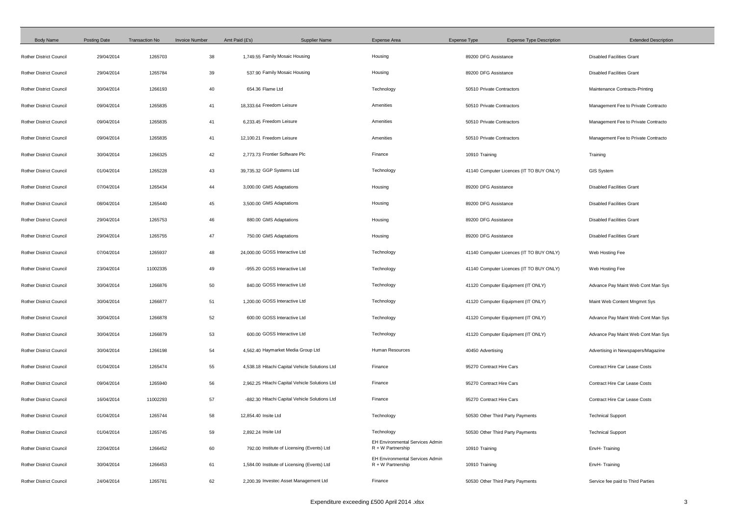| Body Name | Posting Date | Transaction No | Invoice Number | Amt Paid (£'s) | Supplier Name | Expense Area | Expense Type | Expense Type Description | Extended Description |
|---|---|---|---|---|---|---|---|---|---|
| Rother District Council | 29/04/2014 | 1265703 | 38 | 1,749.55 | Family Mosaic Housing | Housing | 89200 | DFG Assistance | Disabled Facilities Grant |
| Rother District Council | 29/04/2014 | 1265784 | 39 | 537.90 | Family Mosaic Housing | Housing | 89200 | DFG Assistance | Disabled Facilities Grant |
| Rother District Council | 30/04/2014 | 1266193 | 40 | 654.36 | Flame Ltd | Technology | 50510 | Private Contractors | Maintenance Contracts-Printing |
| Rother District Council | 09/04/2014 | 1265835 | 41 | 18,333.64 | Freedom Leisure | Amenities | 50510 | Private Contractors | Management Fee to Private Contracto |
| Rother District Council | 09/04/2014 | 1265835 | 41 | 6,233.45 | Freedom Leisure | Amenities | 50510 | Private Contractors | Management Fee to Private Contracto |
| Rother District Council | 09/04/2014 | 1265835 | 41 | 12,100.21 | Freedom Leisure | Amenities | 50510 | Private Contractors | Management Fee to Private Contracto |
| Rother District Council | 30/04/2014 | 1266325 | 42 | 2,773.73 | Frontier Software Plc | Finance | 10910 | Training | Training |
| Rother District Council | 01/04/2014 | 1265228 | 43 | 39,735.32 | GGP Systems Ltd | Technology | 41140 | Computer Licences (IT TO BUY ONLY) | GIS System |
| Rother District Council | 07/04/2014 | 1265434 | 44 | 3,000.00 | GMS Adaptations | Housing | 89200 | DFG Assistance | Disabled Facilities Grant |
| Rother District Council | 08/04/2014 | 1265440 | 45 | 3,500.00 | GMS Adaptations | Housing | 89200 | DFG Assistance | Disabled Facilities Grant |
| Rother District Council | 29/04/2014 | 1265753 | 46 | 880.00 | GMS Adaptations | Housing | 89200 | DFG Assistance | Disabled Facilities Grant |
| Rother District Council | 29/04/2014 | 1265755 | 47 | 750.00 | GMS Adaptations | Housing | 89200 | DFG Assistance | Disabled Facilities Grant |
| Rother District Council | 07/04/2014 | 1265937 | 48 | 24,000.00 | GOSS Interactive Ltd | Technology | 41140 | Computer Licences (IT TO BUY ONLY) | Web Hosting Fee |
| Rother District Council | 23/04/2014 | 11002335 | 49 | -955.20 | GOSS Interactive Ltd | Technology | 41140 | Computer Licences (IT TO BUY ONLY) | Web Hosting Fee |
| Rother District Council | 30/04/2014 | 1266876 | 50 | 840.00 | GOSS Interactive Ltd | Technology | 41120 | Computer Equipment (IT ONLY) | Advance Pay Maint Web Cont Man Sys |
| Rother District Council | 30/04/2014 | 1266877 | 51 | 1,200.00 | GOSS Interactive Ltd | Technology | 41120 | Computer Equipment (IT ONLY) | Maint Web Content Mngmnt Sys |
| Rother District Council | 30/04/2014 | 1266878 | 52 | 600.00 | GOSS Interactive Ltd | Technology | 41120 | Computer Equipment (IT ONLY) | Advance Pay Maint Web Cont Man Sys |
| Rother District Council | 30/04/2014 | 1266879 | 53 | 600.00 | GOSS Interactive Ltd | Technology | 41120 | Computer Equipment (IT ONLY) | Advance Pay Maint Web Cont Man Sys |
| Rother District Council | 30/04/2014 | 1266198 | 54 | 4,562.40 | Haymarket Media Group Ltd | Human Resources | 40450 | Advertising | Advertising in Newspapers/Magazine |
| Rother District Council | 01/04/2014 | 1265474 | 55 | 4,538.18 | Hitachi Capital Vehicle Solutions Ltd | Finance | 95270 | Contract Hire Cars | Contract Hire Car Lease Costs |
| Rother District Council | 09/04/2014 | 1265940 | 56 | 2,962.25 | Hitachi Capital Vehicle Solutions Ltd | Finance | 95270 | Contract Hire Cars | Contract Hire Car Lease Costs |
| Rother District Council | 16/04/2014 | 11002293 | 57 | -882.30 | Hitachi Capital Vehicle Solutions Ltd | Finance | 95270 | Contract Hire Cars | Contract Hire Car Lease Costs |
| Rother District Council | 01/04/2014 | 1265744 | 58 | 12,854.40 | Insite Ltd | Technology | 50530 | Other Third Party Payments | Technical Support |
| Rother District Council | 01/04/2014 | 1265745 | 59 | 2,892.24 | Insite Ltd | Technology | 50530 | Other Third Party Payments | Technical Support |
| Rother District Council | 22/04/2014 | 1266452 | 60 | 792.00 | Institute of Licensing (Events) Ltd | EH Environmental Services Admin R + W Partnership | 10910 | Training | EnvH- Training |
| Rother District Council | 30/04/2014 | 1266453 | 61 | 1,584.00 | Institute of Licensing (Events) Ltd | EH Environmental Services Admin R + W Partnership | 10910 | Training | EnvH- Training |
| Rother District Council | 24/04/2014 | 1265781 | 62 | 2,200.39 | Investec Asset Management Ltd | Finance | 50530 | Other Third Party Payments | Service fee paid to Third Parties |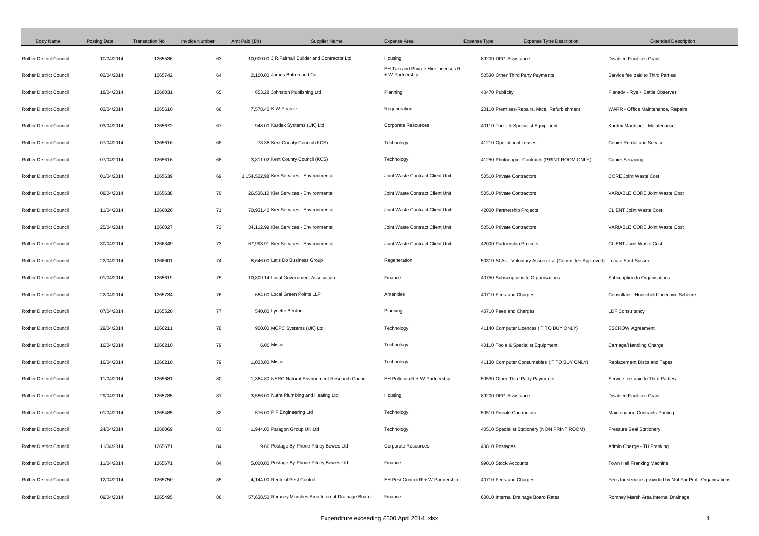| Body Name | Posting Date | Transaction No | Invoice Number | Amt Paid (£'s) | Supplier Name | Expense Area | Expense Type | Expense Type Description | Extended Description |
|---|---|---|---|---|---|---|---|---|---|
| Rother District Council | 10/04/2014 | 1265536 | 63 | 10,000.00 | J.R.Fairhall Builder and Contractor Ltd | Housing | 89200 | DFG Assistance | Disabled Facilities Grant |
| Rother District Council | 02/04/2014 | 1265742 | 64 | 2,100.00 | James Button and Co | EH Taxi and Private Hire Licenses R + W Partnership | 50530 | Other Third Party Payments | Service fee paid to Third Parties |
| Rother District Council | 18/04/2014 | 1266031 | 65 | 653.28 | Johnston Publishing Ltd | Planning | 40470 | Publicity | Planadv - Rye + Battle Observer |
| Rother District Council | 02/04/2014 | 1265610 | 66 | 7,578.40 | K W Pearce | Regeneration | 20110 | Premises-Repairs, Mtce, Refurbishment | WARR - Office Maintenance, Repairs |
| Rother District Council | 03/04/2014 | 1265672 | 67 | 948.00 | Kardex Systems (UK) Ltd | Corporate Resources | 40110 | Tools & Specialist Equipment | Kardex Machine - Maintenance |
| Rother District Council | 07/04/2014 | 1265616 | 68 | 78.38 | Kent County Council (KCS) | Technology | 41210 | Operational Leases | Copier Rental and Service |
| Rother District Council | 07/04/2014 | 1265616 | 68 | 3,811.02 | Kent County Council (KCS) | Technology | 41250 | Photocopier Contracts (PRINT ROOM ONLY) | Copier Servicing |
| Rother District Council | 01/04/2014 | 1265639 | 69 | 1,154,522.98 | Kier Services - Environmental | Joint Waste Contract Client Unit | 50510 | Private Contractors | CORE Joint Waste Cost |
| Rother District Council | 08/04/2014 | 1265638 | 70 | 26,536.12 | Kier Services - Environmental | Joint Waste Contract Client Unit | 50510 | Private Contractors | VARIABLE CORE Joint Waste Cost |
| Rother District Council | 11/04/2014 | 1266026 | 71 | 70,931.40 | Kier Services - Environmental | Joint Waste Contract Client Unit | 42000 | Partnership Projects | CLIENT Joint Waste Cost |
| Rother District Council | 25/04/2014 | 1266027 | 72 | 34,112.99 | Kier Services - Environmental | Joint Waste Contract Client Unit | 50510 | Private Contractors | VARIABLE CORE Joint Waste Cost |
| Rother District Council | 30/04/2014 | 1266349 | 73 | 67,998.91 | Kier Services - Environmental | Joint Waste Contract Client Unit | 42000 | Partnership Projects | CLIENT Joint Waste Cost |
| Rother District Council | 22/04/2014 | 1266601 | 74 | 8,646.00 | Let's Do Business Group | Regeneration | 50310 | SLAs - Voluntary Assoc et al (Committee Approved) | Locate East Sussex |
| Rother District Council | 01/04/2014 | 1265619 | 75 | 10,809.14 | Local Government Association | Finance | 40750 | Subscriptions to Organisations | Subscription to Organisations |
| Rother District Council | 22/04/2014 | 1265734 | 76 | 684.00 | Local Green Points LLP | Amenities | 40710 | Fees and Charges | Consultants Household Incentive Scheme |
| Rother District Council | 07/04/2014 | 1265520 | 77 | 540.00 | Lynette Benton | Planning | 40710 | Fees and Charges | LDF Consultancy |
| Rother District Council | 29/04/2014 | 1266211 | 78 | 900.00 | MCPC Systems (UK) Ltd | Technology | 41140 | Computer Licences (IT TO BUY ONLY) | ESCROW Agreement |
| Rother District Council | 16/04/2014 | 1266210 | 79 | 6.00 | Misco | Technology | 40110 | Tools & Specialist Equipment | Carriage/Handling Charge |
| Rother District Council | 16/04/2014 | 1266210 | 79 | 1,023.00 | Misco | Technology | 41130 | Computer Consumables (IT TO BUY ONLY) | Replacement Discs and Tapes |
| Rother District Council | 11/04/2014 | 1265681 | 80 | 1,384.80 | NERC Natural Environment Research Council | EH Pollution R + W Partnership | 50530 | Other Third Party Payments | Service fee paid to Third Parties |
| Rother District Council | 29/04/2014 | 1265785 | 81 | 3,586.00 | Nutra Plumbing and Heating Ltd | Housing | 89200 | DFG Assistance | Disabled Facilities Grant |
| Rother District Council | 01/04/2014 | 1265485 | 82 | 576.00 | P F Engineering Ltd | Technology | 50510 | Private Contractors | Maintenance Contracts-Printing |
| Rother District Council | 24/04/2014 | 1266069 | 83 | 1,944.00 | Paragon Group UK Ltd | Technology | 40510 | Specialist Stationery (NON PRINT ROOM) | Pressure Seal Stationery |
| Rother District Council | 11/04/2014 | 1265671 | 84 | 9.60 | Postage By Phone-Pitney Bowes Ltd | Corporate Resources | 40810 | Postages | Admin Charge - TH Franking |
| Rother District Council | 11/04/2014 | 1265671 | 84 | 5,000.00 | Postage By Phone-Pitney Bowes Ltd | Finance | 99010 | Stock Accounts | Town Hall Franking Machine |
| Rother District Council | 12/04/2014 | 1265750 | 85 | 4,144.00 | Rentokil Pest Control | EH Pest Control R + W Partnership | 40710 | Fees and Charges | Fees for services provided by Not For Profit Organisations |
| Rother District Council | 09/04/2014 | 1265495 | 86 | 57,638.50 | Romney Marshes Area Internal Drainage Board | Finance | 60010 | Internal Drainage Board Rates | Romney Marsh Area Internal Drainage |

Expenditure exceeding £500 April 2014 .xlsx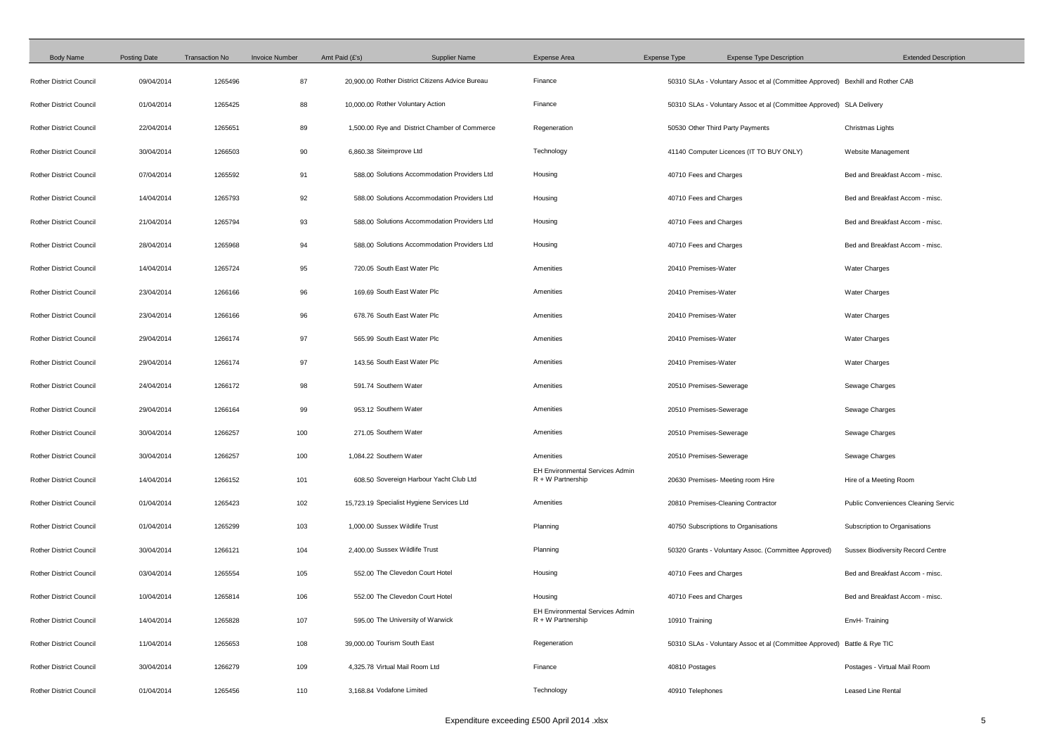| Body Name | Posting Date | Transaction No | Invoice Number | Amt Paid (£'s) | Supplier Name | Expense Area | Expense Type | Expense Type Description | Extended Description |
|---|---|---|---|---|---|---|---|---|---|
| Rother District Council | 09/04/2014 | 1265496 | 87 | 20,900.00 | Rother District Citizens Advice Bureau | Finance | 50310 | SLAs - Voluntary Assoc et al (Committee Approved) | Bexhill and Rother CAB |
| Rother District Council | 01/04/2014 | 1265425 | 88 | 10,000.00 | Rother Voluntary Action | Finance | 50310 | SLAs - Voluntary Assoc et al (Committee Approved) | SLA Delivery |
| Rother District Council | 22/04/2014 | 1265651 | 89 | 1,500.00 | Rye and District Chamber of Commerce | Regeneration | 50530 | Other Third Party Payments | Christmas Lights |
| Rother District Council | 30/04/2014 | 1266503 | 90 | 6,860.38 | Siteimprove Ltd | Technology | 41140 | Computer Licences (IT TO BUY ONLY) | Website Management |
| Rother District Council | 07/04/2014 | 1265592 | 91 | 588.00 | Solutions Accommodation Providers Ltd | Housing | 40710 | Fees and Charges | Bed and Breakfast Accom - misc. |
| Rother District Council | 14/04/2014 | 1265793 | 92 | 588.00 | Solutions Accommodation Providers Ltd | Housing | 40710 | Fees and Charges | Bed and Breakfast Accom - misc. |
| Rother District Council | 21/04/2014 | 1265794 | 93 | 588.00 | Solutions Accommodation Providers Ltd | Housing | 40710 | Fees and Charges | Bed and Breakfast Accom - misc. |
| Rother District Council | 28/04/2014 | 1265968 | 94 | 588.00 | Solutions Accommodation Providers Ltd | Housing | 40710 | Fees and Charges | Bed and Breakfast Accom - misc. |
| Rother District Council | 14/04/2014 | 1265724 | 95 | 720.05 | South East Water Plc | Amenities | 20410 | Premises-Water | Water Charges |
| Rother District Council | 23/04/2014 | 1266166 | 96 | 169.69 | South East Water Plc | Amenities | 20410 | Premises-Water | Water Charges |
| Rother District Council | 23/04/2014 | 1266166 | 96 | 678.76 | South East Water Plc | Amenities | 20410 | Premises-Water | Water Charges |
| Rother District Council | 29/04/2014 | 1266174 | 97 | 565.99 | South East Water Plc | Amenities | 20410 | Premises-Water | Water Charges |
| Rother District Council | 29/04/2014 | 1266174 | 97 | 143.56 | South East Water Plc | Amenities | 20410 | Premises-Water | Water Charges |
| Rother District Council | 24/04/2014 | 1266172 | 98 | 591.74 | Southern Water | Amenities | 20510 | Premises-Sewerage | Sewage Charges |
| Rother District Council | 29/04/2014 | 1266164 | 99 | 953.12 | Southern Water | Amenities | 20510 | Premises-Sewerage | Sewage Charges |
| Rother District Council | 30/04/2014 | 1266257 | 100 | 271.05 | Southern Water | Amenities | 20510 | Premises-Sewerage | Sewage Charges |
| Rother District Council | 30/04/2014 | 1266257 | 100 | 1,084.22 | Southern Water | Amenities | 20510 | Premises-Sewerage | Sewage Charges |
| Rother District Council | 14/04/2014 | 1266152 | 101 | 608.50 | Sovereign Harbour Yacht Club Ltd | EH Environmental Services Admin R + W Partnership | 20630 | Premises- Meeting room Hire | Hire of a Meeting Room |
| Rother District Council | 01/04/2014 | 1265423 | 102 | 15,723.19 | Specialist Hygiene Services Ltd | Amenities | 20810 | Premises-Cleaning Contractor | Public Conveniences Cleaning Servic |
| Rother District Council | 01/04/2014 | 1265299 | 103 | 1,000.00 | Sussex Wildlife Trust | Planning | 40750 | Subscriptions to Organisations | Subscription to Organisations |
| Rother District Council | 30/04/2014 | 1266121 | 104 | 2,400.00 | Sussex Wildlife Trust | Planning | 50320 | Grants - Voluntary Assoc. (Committee Approved) | Sussex Biodiversity Record Centre |
| Rother District Council | 03/04/2014 | 1265554 | 105 | 552.00 | The Clevedon Court Hotel | Housing | 40710 | Fees and Charges | Bed and Breakfast Accom - misc. |
| Rother District Council | 10/04/2014 | 1265814 | 106 | 552.00 | The Clevedon Court Hotel | Housing | 40710 | Fees and Charges | Bed and Breakfast Accom - misc. |
| Rother District Council | 14/04/2014 | 1265828 | 107 | 595.00 | The University of Warwick | EH Environmental Services Admin R + W Partnership | 10910 | Training | EnvH- Training |
| Rother District Council | 11/04/2014 | 1265653 | 108 | 39,000.00 | Tourism South East | Regeneration | 50310 | SLAs - Voluntary Assoc et al (Committee Approved) | Battle & Rye TIC |
| Rother District Council | 30/04/2014 | 1266279 | 109 | 4,325.78 | Virtual Mail Room Ltd | Finance | 40810 | Postages | Postages - Virtual Mail Room |
| Rother District Council | 01/04/2014 | 1265456 | 110 | 3,168.84 | Vodafone Limited | Technology | 40910 | Telephones | Leased Line Rental |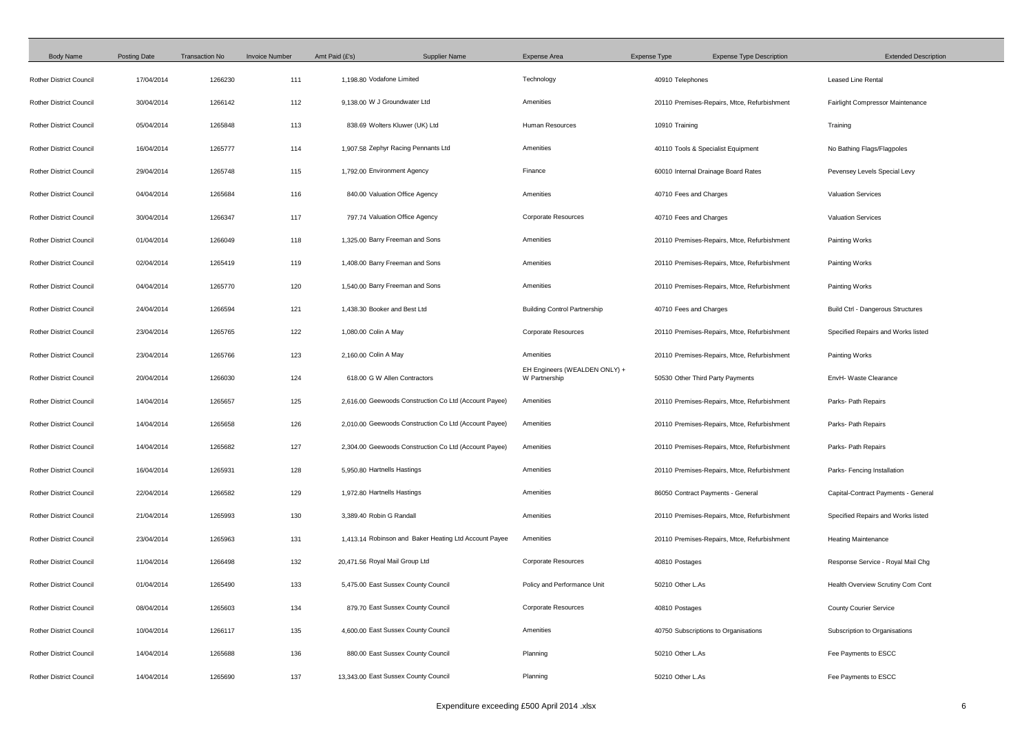| Body Name | Posting Date | Transaction No | Invoice Number | Amt Paid (£'s) | Supplier Name | Expense Area | Expense Type | Expense Type Description | Extended Description |
|---|---|---|---|---|---|---|---|---|---|
| Rother District Council | 17/04/2014 | 1266230 | 111 | 1,198.80 | Vodafone Limited | Technology | 40910 | Telephones | Leased Line Rental |
| Rother District Council | 30/04/2014 | 1266142 | 112 | 9,138.00 | W J Groundwater Ltd | Amenities | 20110 | Premises-Repairs, Mtce, Refurbishment | Fairlight Compressor Maintenance |
| Rother District Council | 05/04/2014 | 1265848 | 113 | 838.69 | Wolters Kluwer (UK) Ltd | Human Resources | 10910 | Training | Training |
| Rother District Council | 16/04/2014 | 1265777 | 114 | 1,907.58 | Zephyr Racing Pennants Ltd | Amenities | 40110 | Tools & Specialist Equipment | No Bathing Flags/Flagpoles |
| Rother District Council | 29/04/2014 | 1265748 | 115 | 1,792.00 | Environment Agency | Finance | 60010 | Internal Drainage Board Rates | Pevensey Levels Special Levy |
| Rother District Council | 04/04/2014 | 1265684 | 116 | 840.00 | Valuation Office Agency | Amenities | 40710 | Fees and Charges | Valuation Services |
| Rother District Council | 30/04/2014 | 1266347 | 117 | 797.74 | Valuation Office Agency | Corporate Resources | 40710 | Fees and Charges | Valuation Services |
| Rother District Council | 01/04/2014 | 1266049 | 118 | 1,325.00 | Barry Freeman and Sons | Amenities | 20110 | Premises-Repairs, Mtce, Refurbishment | Painting Works |
| Rother District Council | 02/04/2014 | 1265419 | 119 | 1,408.00 | Barry Freeman and Sons | Amenities | 20110 | Premises-Repairs, Mtce, Refurbishment | Painting Works |
| Rother District Council | 04/04/2014 | 1265770 | 120 | 1,540.00 | Barry Freeman and Sons | Amenities | 20110 | Premises-Repairs, Mtce, Refurbishment | Painting Works |
| Rother District Council | 24/04/2014 | 1266594 | 121 | 1,438.30 | Booker and Best Ltd | Building Control Partnership | 40710 | Fees and Charges | Build Ctrl - Dangerous Structures |
| Rother District Council | 23/04/2014 | 1265765 | 122 | 1,080.00 | Colin A May | Corporate Resources | 20110 | Premises-Repairs, Mtce, Refurbishment | Specified Repairs and Works listed |
| Rother District Council | 23/04/2014 | 1265766 | 123 | 2,160.00 | Colin A May | Amenities | 20110 | Premises-Repairs, Mtce, Refurbishment | Painting Works |
| Rother District Council | 20/04/2014 | 1266030 | 124 | 618.00 | G W Allen Contractors | EH Engineers (WEALDEN ONLY) + W Partnership | 50530 | Other Third Party Payments | EnvH- Waste Clearance |
| Rother District Council | 14/04/2014 | 1265657 | 125 | 2,616.00 | Geewoods Construction Co Ltd (Account Payee) | Amenities | 20110 | Premises-Repairs, Mtce, Refurbishment | Parks- Path Repairs |
| Rother District Council | 14/04/2014 | 1265658 | 126 | 2,010.00 | Geewoods Construction Co Ltd (Account Payee) | Amenities | 20110 | Premises-Repairs, Mtce, Refurbishment | Parks- Path Repairs |
| Rother District Council | 14/04/2014 | 1265682 | 127 | 2,304.00 | Geewoods Construction Co Ltd (Account Payee) | Amenities | 20110 | Premises-Repairs, Mtce, Refurbishment | Parks- Path Repairs |
| Rother District Council | 16/04/2014 | 1265931 | 128 | 5,950.80 | Hartnells Hastings | Amenities | 20110 | Premises-Repairs, Mtce, Refurbishment | Parks- Fencing Installation |
| Rother District Council | 22/04/2014 | 1266582 | 129 | 1,972.80 | Hartnells Hastings | Amenities | 86050 | Contract Payments - General | Capital-Contract Payments - General |
| Rother District Council | 21/04/2014 | 1265993 | 130 | 3,389.40 | Robin G Randall | Amenities | 20110 | Premises-Repairs, Mtce, Refurbishment | Specified Repairs and Works listed |
| Rother District Council | 23/04/2014 | 1265963 | 131 | 1,413.14 | Robinson and Baker Heating Ltd Account Payee | Amenities | 20110 | Premises-Repairs, Mtce, Refurbishment | Heating Maintenance |
| Rother District Council | 11/04/2014 | 1266498 | 132 | 20,471.56 | Royal Mail Group Ltd | Corporate Resources | 40810 | Postages | Response Service - Royal Mail Chg |
| Rother District Council | 01/04/2014 | 1265490 | 133 | 5,475.00 | East Sussex County Council | Policy and Performance Unit | 50210 | Other L.As | Health Overview Scrutiny Com Cont |
| Rother District Council | 08/04/2014 | 1265603 | 134 | 879.70 | East Sussex County Council | Corporate Resources | 40810 | Postages | County Courier Service |
| Rother District Council | 10/04/2014 | 1266117 | 135 | 4,600.00 | East Sussex County Council | Amenities | 40750 | Subscriptions to Organisations | Subscription to Organisations |
| Rother District Council | 14/04/2014 | 1265688 | 136 | 880.00 | East Sussex County Council | Planning | 50210 | Other L.As | Fee Payments to ESCC |
| Rother District Council | 14/04/2014 | 1265690 | 137 | 13,343.00 | East Sussex County Council | Planning | 50210 | Other L.As | Fee Payments to ESCC |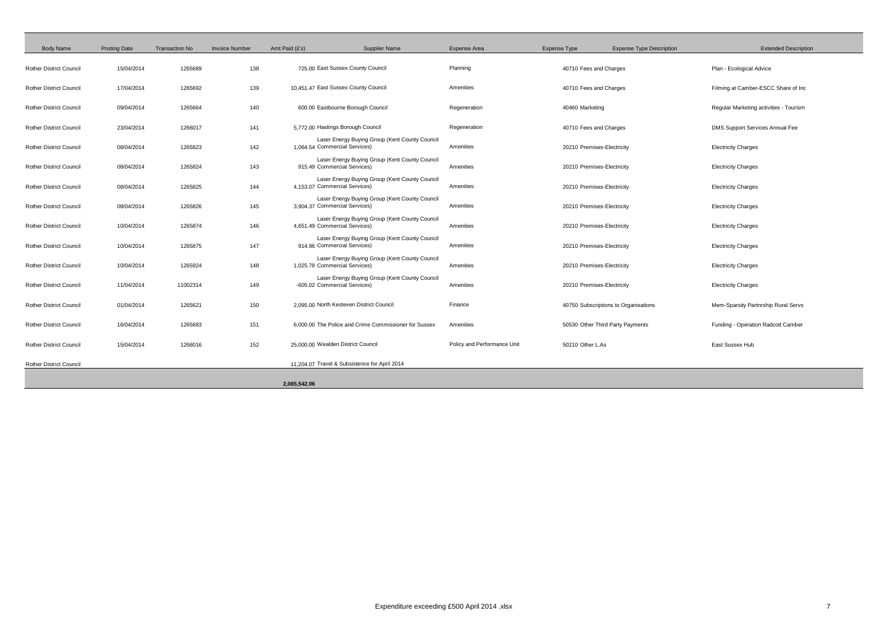| Body Name | Posting Date | Transaction No | Invoice Number | Amt Paid (£'s) | Supplier Name | Expense Area | Expense Type | Expense Type Description | Extended Description |
|---|---|---|---|---|---|---|---|---|---|
| Rother District Council | 15/04/2014 | 1265689 | 138 | 725.00 | East Sussex County Council | Planning | 40710 | Fees and Charges | Plan - Ecological Advice |
| Rother District Council | 17/04/2014 | 1265692 | 139 | 10,451.47 | East Sussex County Council | Amenities | 40710 | Fees and Charges | Filming at Camber-ESCC Share of Inc |
| Rother District Council | 09/04/2014 | 1265664 | 140 | 600.00 | Eastbourne Borough Council | Regeneration | 40460 | Marketing | Regular Marketing activities - Tourism |
| Rother District Council | 23/04/2014 | 1266017 | 141 | 5,772.00 | Hastings Borough Council | Regeneration | 40710 | Fees and Charges | DMS Support Services Annual Fee |
| Rother District Council | 08/04/2014 | 1265823 | 142 | 1,064.54 | Laser Energy Buying Group (Kent County Council Commercial Services) | Amenities | 20210 | Premises-Electricity | Electricity Charges |
| Rother District Council | 08/04/2014 | 1265824 | 143 | 915.49 | Laser Energy Buying Group (Kent County Council Commercial Services) | Amenities | 20210 | Premises-Electricity | Electricity Charges |
| Rother District Council | 08/04/2014 | 1265825 | 144 | 4,153.07 | Laser Energy Buying Group (Kent County Council Commercial Services) | Amenities | 20210 | Premises-Electricity | Electricity Charges |
| Rother District Council | 08/04/2014 | 1265826 | 145 | 3,904.37 | Laser Energy Buying Group (Kent County Council Commercial Services) | Amenities | 20210 | Premises-Electricity | Electricity Charges |
| Rother District Council | 10/04/2014 | 1265874 | 146 | 4,651.49 | Laser Energy Buying Group (Kent County Council Commercial Services) | Amenities | 20210 | Premises-Electricity | Electricity Charges |
| Rother District Council | 10/04/2014 | 1265875 | 147 | 914.96 | Laser Energy Buying Group (Kent County Council Commercial Services) | Amenities | 20210 | Premises-Electricity | Electricity Charges |
| Rother District Council | 10/04/2014 | 1265924 | 148 | 1,025.78 | Laser Energy Buying Group (Kent County Council Commercial Services) | Amenities | 20210 | Premises-Electricity | Electricity Charges |
| Rother District Council | 11/04/2014 | 11002314 | 149 | -605.02 | Laser Energy Buying Group (Kent County Council Commercial Services) | Amenities | 20210 | Premises-Electricity | Electricity Charges |
| Rother District Council | 01/04/2014 | 1265621 | 150 | 2,095.00 | North Kesteven District Council | Finance | 40750 | Subscriptions to Organisations | Mem-Sparsity Partnrship Rural Servs |
| Rother District Council | 16/04/2014 | 1265683 | 151 | 6,000.00 | The Police and Crime Commissioner for Sussex | Amenities | 50530 | Other Third Party Payments | Funding - Operation Radcott Camber |
| Rother District Council | 15/04/2014 | 1266016 | 152 | 25,000.00 | Wealden District Council | Policy and Performance Unit | 50210 | Other L.As | East Sussex Hub |
| Rother District Council | | | | 11,204.07 | Travel & Subsistence for April 2014 | | | | |
| | | | | **2,065,542.06** | | | | | |